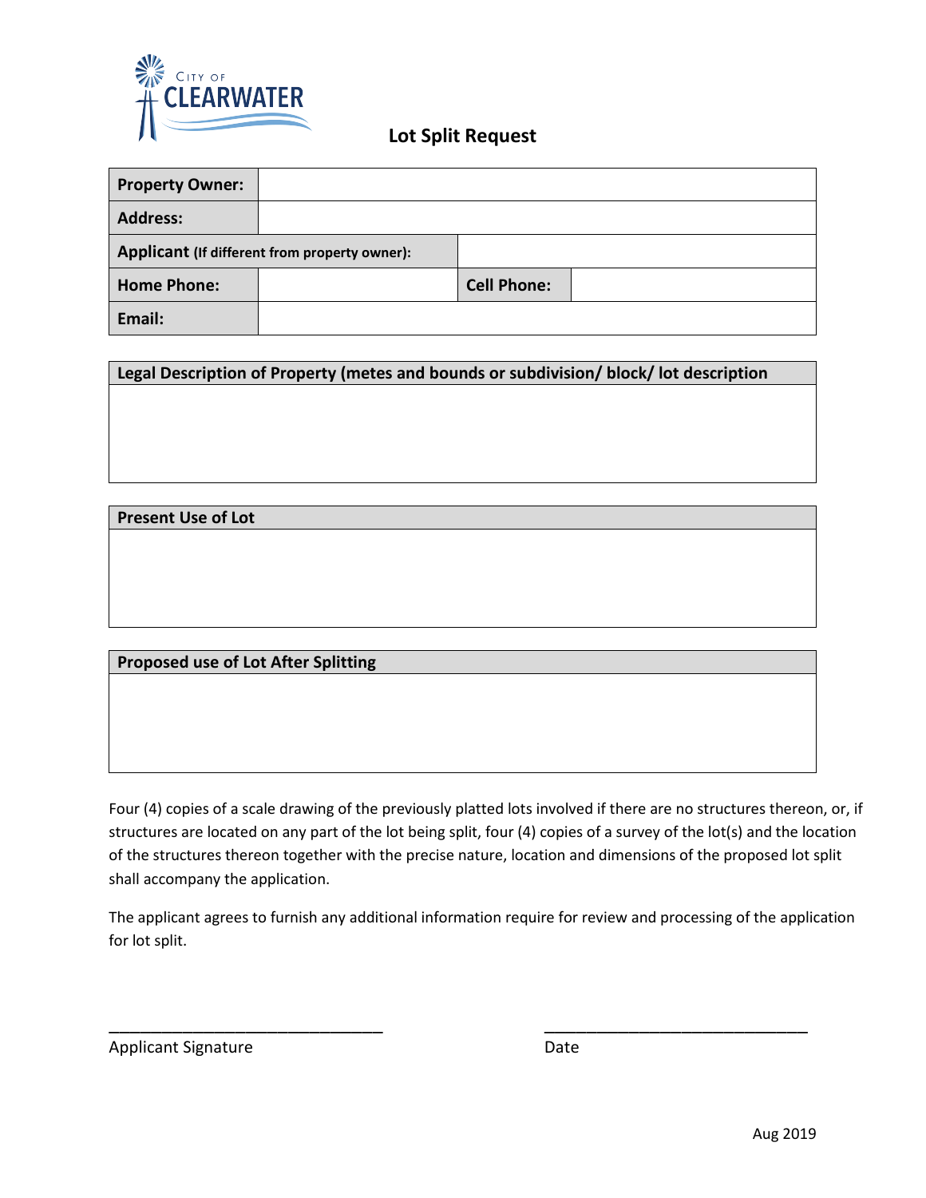CITY OF CLEARWATER

# Lot Split Request

| | | | |
|---|---|---|---|
| **Property Owner:** | | | |
| **Address:** | | | |
| **Applicant** (If different from property owner): | | | |
| **Home Phone:** | | **Cell Phone:** | |
| **Email:** | | | |

| **Legal Description of Property (metes and bounds or subdivision/ block/ lot description** |
|---|
| |

| **Present Use of Lot** |
|---|
| |

| **Proposed use of Lot After Splitting** |
|---|
| |

Four (4) copies of a scale drawing of the previously platted lots involved if there are no structures thereon, or, if structures are located on any part of the lot being split, four (4) copies of a survey of the lot(s) and the location of the structures thereon together with the precise nature, location and dimensions of the proposed lot split shall accompany the application.

The applicant agrees to furnish any additional information require for review and processing of the application for lot split.

______________________________ ______________________________

Applicant Signature Date

Aug 2019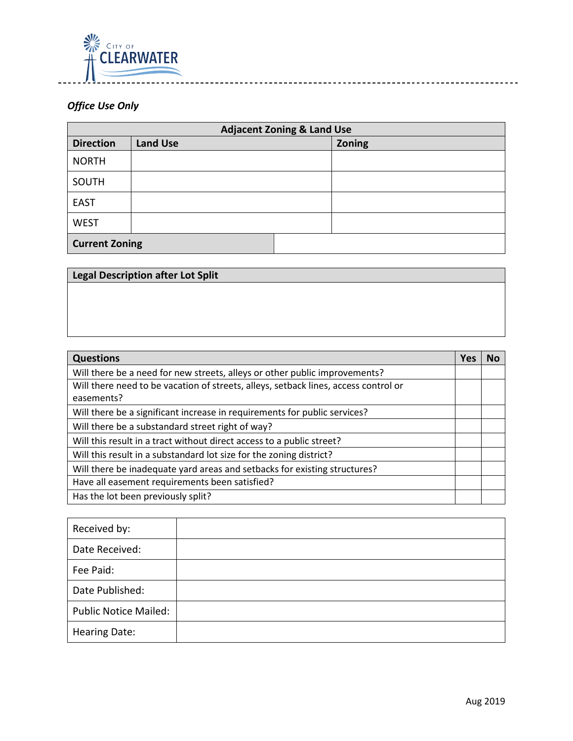*Office Use Only*

| Adjacent Zoning & Land Use | | |
|---|---|---|
| **Direction** | **Land Use** | **Zoning** |
| NORTH | | |
| SOUTH | | |
| EAST | | |
| WEST | | |
| **Current Zoning** | | |

| Legal Description after Lot Split |
|---|
| |

| Questions | Yes | No |
|---|---|---|
| Will there be a need for new streets, alleys or other public improvements? | | |
| Will there need to be vacation of streets, alleys, setback lines, access control or easements? | | |
| Will there be a significant increase in requirements for public services? | | |
| Will there be a substandard street right of way? | | |
| Will this result in a tract without direct access to a public street? | | |
| Will this result in a substandard lot size for the zoning district? | | |
| Will there be inadequate yard areas and setbacks for existing structures? | | |
| Have all easement requirements been satisfied? | | |
| Has the lot been previously split? | | |

| | |
|---|---|
| Received by: | |
| Date Received: | |
| Fee Paid: | |
| Date Published: | |
| Public Notice Mailed: | |
| Hearing Date: | |

Aug 2019